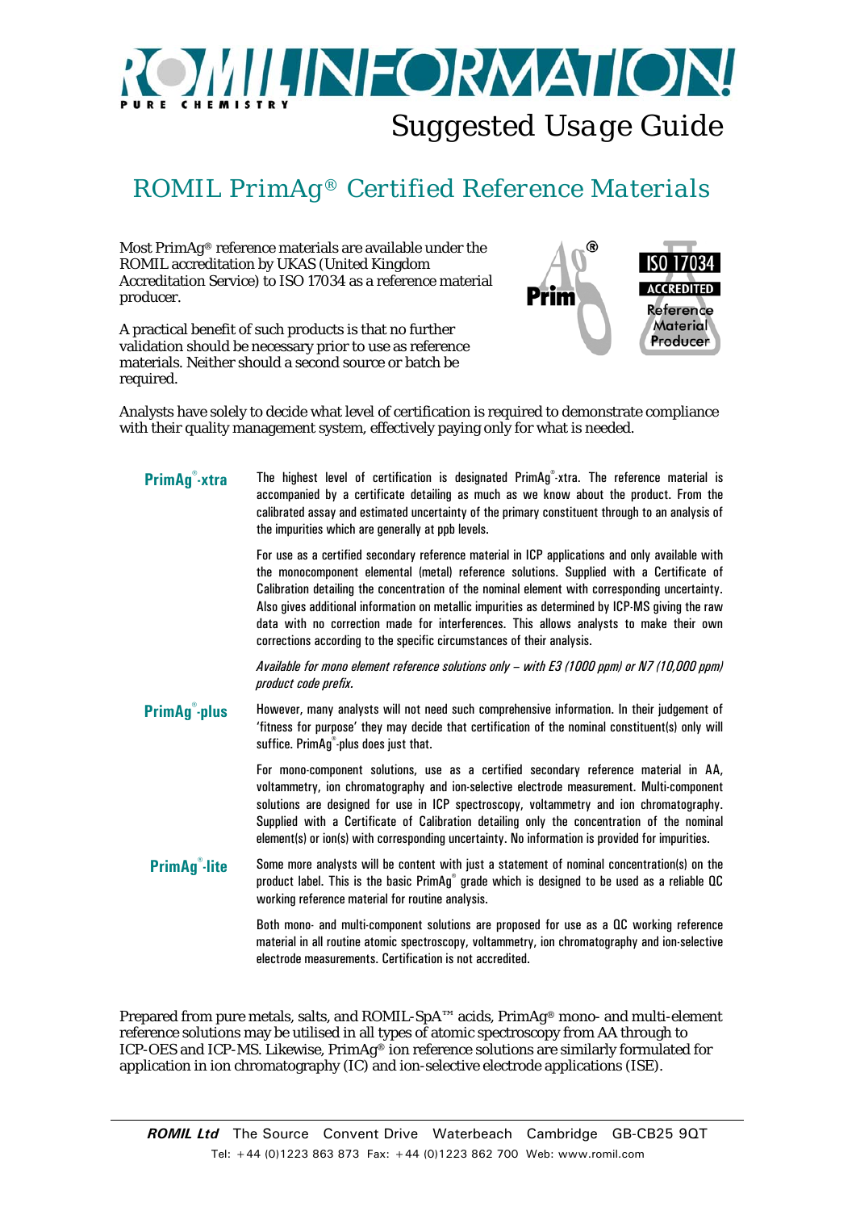# ROMIL INFORMATION!

PURE CHEMISTRY

Suggested Usage Guide

## ROMIL PrimAg® Certified Reference Materials

Most PrimAg® reference materials are available under the ROMIL accreditation by UKAS (United Kingdom Accreditation Service) to ISO 17034 as a reference material producer.

A practical benefit of such products is that no further validation should be necessary prior to use as reference materials. Neither should a second source or batch be required.

Analysts have solely to decide what level of certification is required to demonstrate compliance with their quality management system, effectively paying only for what is needed.

### PrimAg®-xtra

The highest level of certification is designated PrimAg®-xtra. The reference material is accompanied by a certificate detailing as much as we know about the product. From the calibrated assay and estimated uncertainty of the primary constituent through to an analysis of the impurities which are generally at ppb levels.

For use as a certified secondary reference material in ICP applications and only available with the monocomponent elemental (metal) reference solutions. Supplied with a Certificate of Calibration detailing the concentration of the nominal element with corresponding uncertainty. Also gives additional information on metallic impurities as determined by ICP-MS giving the raw data with no correction made for interferences. This allows analysts to make their own corrections according to the specific circumstances of their analysis.

*Available for mono element reference solutions only – with E3 (1000 ppm) or N7 (10,000 ppm) product code prefix.*

### PrimAg®-plus

However, many analysts will not need such comprehensive information. In their judgement of 'fitness for purpose' they may decide that certification of the nominal constituent(s) only will suffice. PrimAg®-plus does just that.

For mono-component solutions, use as a certified secondary reference material in AA, voltammetry, ion chromatography and ion-selective electrode measurement. Multi-component solutions are designed for use in ICP spectroscopy, voltammetry and ion chromatography. Supplied with a Certificate of Calibration detailing only the concentration of the nominal element(s) or ion(s) with corresponding uncertainty. No information is provided for impurities.

### PrimAg®-lite

Some more analysts will be content with just a statement of nominal concentration(s) on the product label. This is the basic PrimAg® grade which is designed to be used as a reliable QC working reference material for routine analysis.

Both mono- and multi-component solutions are proposed for use as a QC working reference material in all routine atomic spectroscopy, voltammetry, ion chromatography and ion-selective electrode measurements. Certification is not accredited.

Prepared from pure metals, salts, and ROMIL-SpA™ acids, PrimAg® mono- and multi-element reference solutions may be utilised in all types of atomic spectroscopy from AA through to ICP-OES and ICP-MS. Likewise, PrimAg® ion reference solutions are similarly formulated for application in ion chromatography (IC) and ion-selective electrode applications (ISE).

**ROMIL Ltd** The Source Convent Drive Waterbeach Cambridge GB-CB25 9QT
Tel: +44 (0)1223 863 873 Fax: +44 (0)1223 862 700 Web: www.romil.com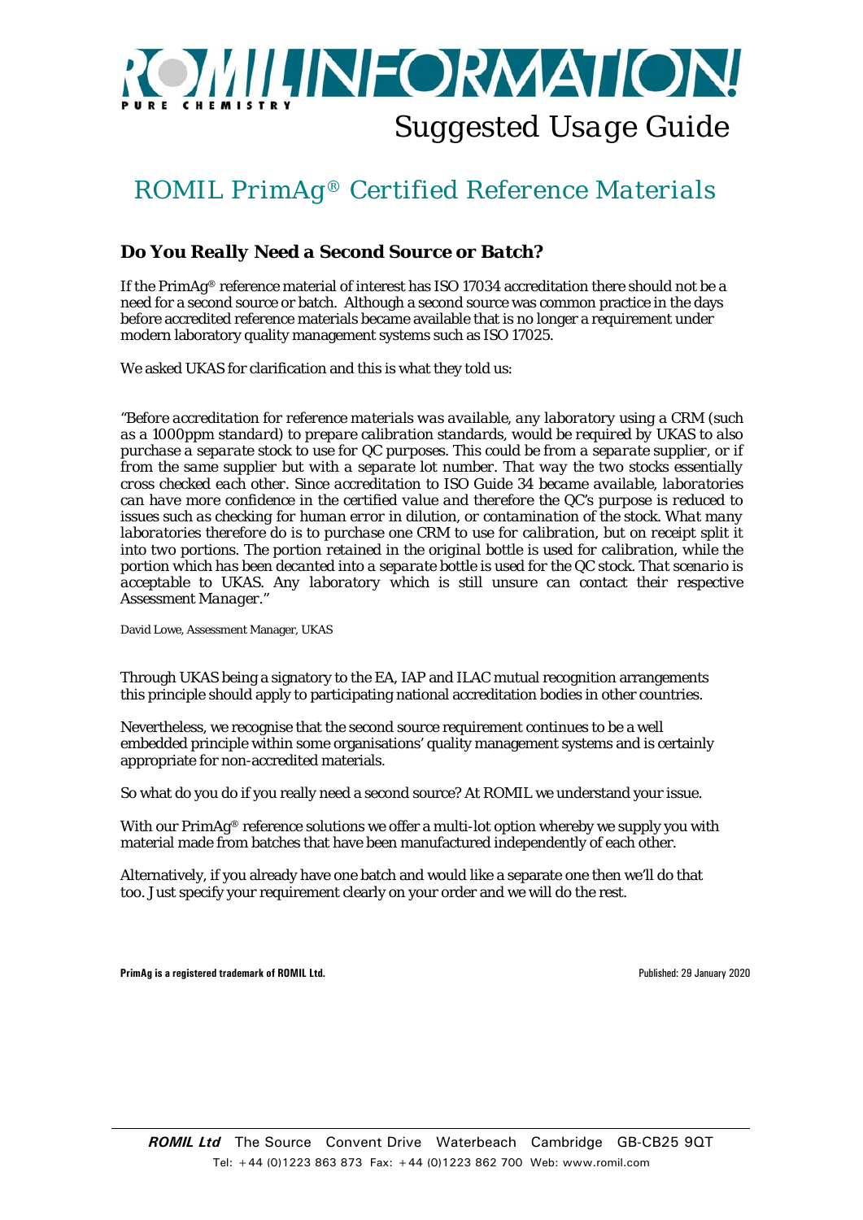# ROMIL INFORMATION!

PURE CHEMISTRY

Suggested Usage Guide

## ROMIL PrimAg® Certified Reference Materials

### *Do You Really Need a Second Source or Batch?*

If the PrimAg® reference material of interest has ISO 17034 accreditation there should not be a need for a second source or batch. Although a second source was common practice in the days before accredited reference materials became available that is no longer a requirement under modern laboratory quality management systems such as ISO 17025.

We asked UKAS for clarification and this is what they told us:

*"Before accreditation for reference materials was available, any laboratory using a CRM (such as a 1000ppm standard) to prepare calibration standards, would be required by UKAS to also purchase a separate stock to use for QC purposes. This could be from a separate supplier, or if from the same supplier but with a separate lot number. That way the two stocks essentially cross checked each other. Since accreditation to ISO Guide 34 became available, laboratories can have more confidence in the certified value and therefore the QC's purpose is reduced to issues such as checking for human error in dilution, or contamination of the stock. What many laboratories therefore do is to purchase one CRM to use for calibration, but on receipt split it into two portions. The portion retained in the original bottle is used for calibration, while the portion which has been decanted into a separate bottle is used for the QC stock. That scenario is acceptable to UKAS. Any laboratory which is still unsure can contact their respective Assessment Manager."*

David Lowe, Assessment Manager, UKAS

Through UKAS being a signatory to the EA, IAP and ILAC mutual recognition arrangements this principle should apply to participating national accreditation bodies in other countries.

Nevertheless, we recognise that the second source requirement continues to be a well embedded principle within some organisations' quality management systems and is certainly appropriate for non-accredited materials.

So what do you do if you really need a second source? At ROMIL we understand your issue.

With our PrimAg® reference solutions we offer a multi-lot option whereby we supply you with material made from batches that have been manufactured independently of each other.

Alternatively, if you already have one batch and would like a separate one then we'll do that too. Just specify your requirement clearly on your order and we will do the rest.

**PrimAg is a registered trademark of ROMIL Ltd.**

Published: 29 January 2020

***ROMIL Ltd*** The Source Convent Drive Waterbeach Cambridge GB-CB25 9QT

Tel: +44 (0)1223 863 873 Fax: +44 (0)1223 862 700 Web: www.romil.com